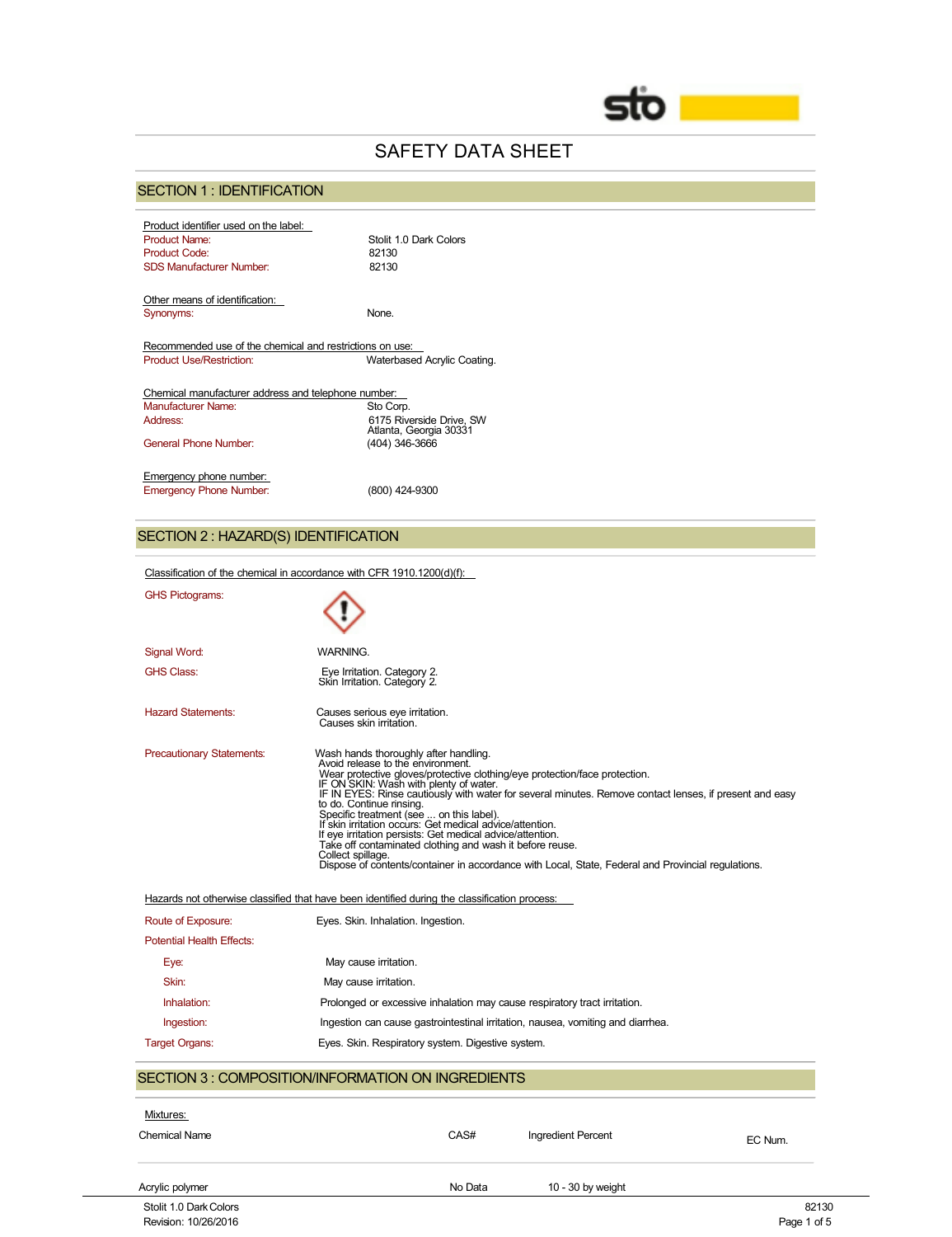# SAFETY DATA SHEET

## SECTION 1 : IDENTIFICATION

Product identifier used on the label:

Product Name: Stolit 1.0 Dark Colors
Product Code: 82130
SDS Manufacturer Number: 82130

Other means of identification:

Synonyms: None.

Recommended use of the chemical and restrictions on use:

Product Use/Restriction: Waterbased Acrylic Coating.

Chemical manufacturer address and telephone number:

Manufacturer Name: Sto Corp.
Address: 6175 Riverside Drive, SW
Atlanta, Georgia 30331
General Phone Number: (404) 346-3666

Emergency phone number:

Emergency Phone Number: (800) 424-9300

## SECTION 2 : HAZARD(S) IDENTIFICATION

Classification of the chemical in accordance with CFR 1910.1200(d)(f):

GHS Pictograms:

Signal Word: WARNING.

GHS Class:
Eye Irritation. Category 2.
Skin Irritation. Category 2.

Hazard Statements:
Causes serious eye irritation.
Causes skin irritation.

Precautionary Statements:
Wash hands thoroughly after handling.
Avoid release to the environment.
Wear protective gloves/protective clothing/eye protection/face protection.
IF ON SKIN: Wash with plenty of water.
IF IN EYES: Rinse cautiously with water for several minutes. Remove contact lenses, if present and easy to do. Continue rinsing.
Specific treatment (see ... on this label).
If skin irritation occurs: Get medical advice/attention.
If eye irritation persists: Get medical advice/attention.
Take off contaminated clothing and wash it before reuse.
Collect spillage.
Dispose of contents/container in accordance with Local, State, Federal and Provincial regulations.

Hazards not otherwise classified that have been identified during the classification process:

Route of Exposure: Eyes. Skin. Inhalation. Ingestion.

Potential Health Effects:

- Eye: May cause irritation.
- Skin: May cause irritation.
- Inhalation: Prolonged or excessive inhalation may cause respiratory tract irritation.
- Ingestion: Ingestion can cause gastrointestinal irritation, nausea, vomiting and diarrhea.

Target Organs: Eyes. Skin. Respiratory system. Digestive system.

## SECTION 3 : COMPOSITION/INFORMATION ON INGREDIENTS

Mixtures:

| Chemical Name | CAS# | Ingredient Percent | EC Num. |
|---|---|---|---|
| Acrylic polymer | No Data | 10 - 30 by weight | |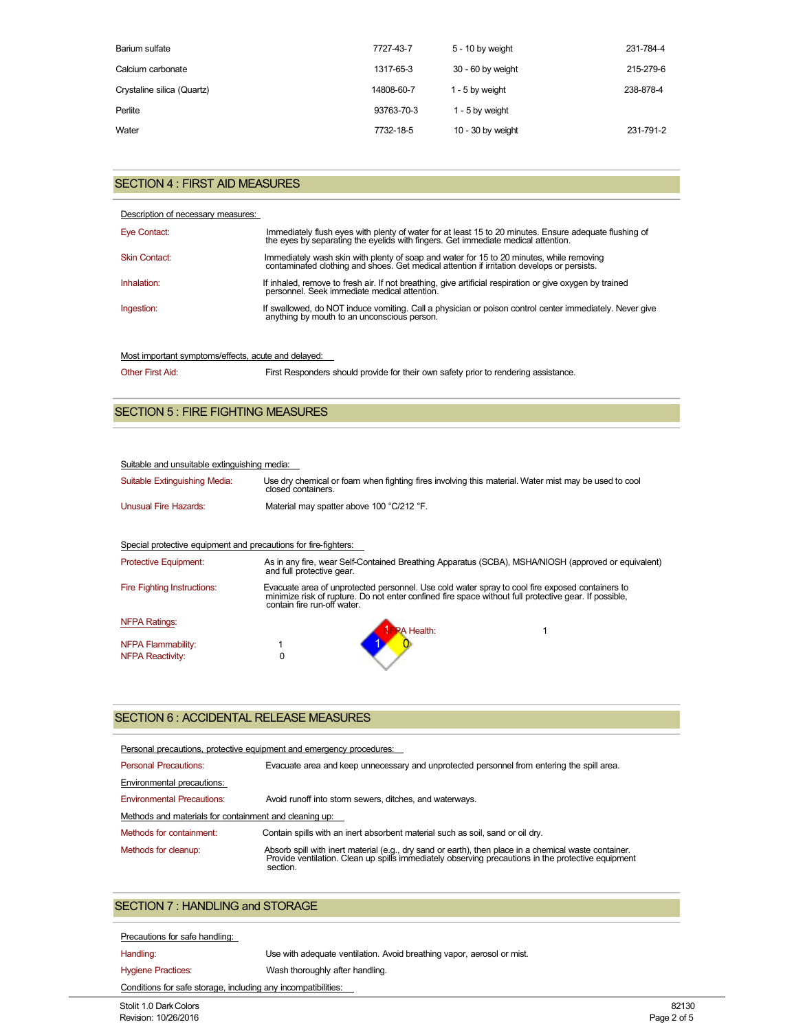| | | | |
|---|---|---|---|
| Barium sulfate | 7727-43-7 | 5 - 10 by weight | 231-784-4 |
| Calcium carbonate | 1317-65-3 | 30 - 60 by weight | 215-279-6 |
| Crystaline silica (Quartz) | 14808-60-7 | 1 - 5 by weight | 238-878-4 |
| Perlite | 93763-70-3 | 1 - 5 by weight | |
| Water | 7732-18-5 | 10 - 30 by weight | 231-791-2 |

## SECTION 4 : FIRST AID MEASURES

Description of necessary measures:

**Eye Contact:** Immediately flush eyes with plenty of water for at least 15 to 20 minutes. Ensure adequate flushing of the eyes by separating the eyelids with fingers. Get immediate medical attention.

**Skin Contact:** Immediately wash skin with plenty of soap and water for 15 to 20 minutes, while removing contaminated clothing and shoes. Get medical attention if irritation develops or persists.

**Inhalation:** If inhaled, remove to fresh air. If not breathing, give artificial respiration or give oxygen by trained personnel. Seek immediate medical attention.

**Ingestion:** If swallowed, do NOT induce vomiting. Call a physician or poison control center immediately. Never give anything by mouth to an unconscious person.

Most important symptoms/effects, acute and delayed:

**Other First Aid:** First Responders should provide for their own safety prior to rendering assistance.

## SECTION 5 : FIRE FIGHTING MEASURES

Suitable and unsuitable extinguishing media:

**Suitable Extinguishing Media:** Use dry chemical or foam when fighting fires involving this material. Water mist may be used to cool closed containers.

**Unusual Fire Hazards:** Material may spatter above 100 °C/212 °F.

Special protective equipment and precautions for fire-fighters:

**Protective Equipment:** As in any fire, wear Self-Contained Breathing Apparatus (SCBA), MSHA/NIOSH (approved or equivalent) and full protective gear.

**Fire Fighting Instructions:** Evacuate area of unprotected personnel. Use cold water spray to cool fire exposed containers to minimize risk of rupture. Do not enter confined fire space without full protective gear. If possible, contain fire run-off water.

**NFPA Ratings:**

NFPA Health: 1

NFPA Flammability: 1

NFPA Reactivity: 0

## SECTION 6 : ACCIDENTAL RELEASE MEASURES

Personal precautions, protective equipment and emergency procedures:

**Personal Precautions:** Evacuate area and keep unnecessary and unprotected personnel from entering the spill area.

Environmental precautions:

**Environmental Precautions:** Avoid runoff into storm sewers, ditches, and waterways.

Methods and materials for containment and cleaning up:

**Methods for containment:** Contain spills with an inert absorbent material such as soil, sand or oil dry.

**Methods for cleanup:** Absorb spill with inert material (e.g., dry sand or earth), then place in a chemical waste container. Provide ventilation. Clean up spills immediately observing precautions in the protective equipment section.

## SECTION 7 : HANDLING and STORAGE

Precautions for safe handling:

**Handling:** Use with adequate ventilation. Avoid breathing vapor, aerosol or mist.

**Hygiene Practices:** Wash thoroughly after handling.

Conditions for safe storage, including any incompatibilities: